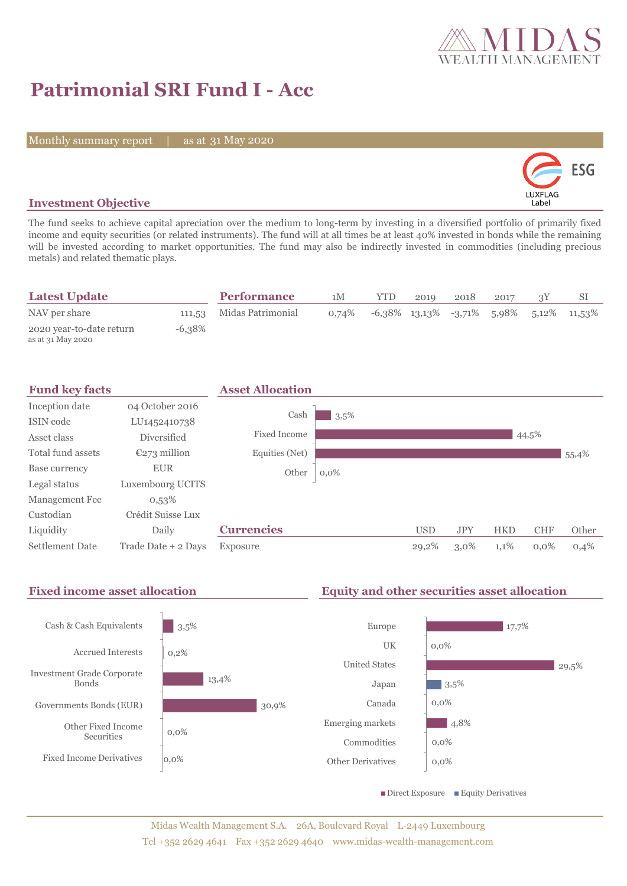# Patrimonial SRI Fund I - Acc

Monthly summary report | as at 31 May 2020

ESG LUXFLAG Label

## Investment Objective

The fund seeks to achieve capital apreciation over the medium to long-term by investing in a diversified portfolio of primarily fixed income and equity securities (or related instruments). The fund will at all times be at least 40% invested in bonds while the remaining will be invested according to market opportunities. The fund may also be indirectly invested in commodities (including precious metals) and related thematic plays.

## Latest Update

| | |
|---|---|
| NAV per share | 111,53 |
| 2020 year-to-date return<br>as at 31 May 2020 | -6,38% |

## Performance

| | 1M | YTD | 2019 | 2018 | 2017 | 3Y | SI |
|---|---|---|---|---|---|---|---|
| Midas Patrimonial | 0,74% | -6,38% | 13,13% | -3,71% | 5,98% | 5,12% | 11,53% |

## Fund key facts

| | |
|---|---|
| Inception date | 04 October 2016 |
| ISIN code | LU1452410738 |
| Asset class | Diversified |
| Total fund assets | €273 million |
| Base currency | EUR |
| Legal status | Luxembourg UCITS |
| Management Fee | 0,53% |
| Custodian | Crédit Suisse Lux |
| Liquidity | Daily |
| Settlement Date | Trade Date + 2 Days |

## Asset Allocation

| | |
|---|---|
| Cash | 3,5% |
| Fixed Income | 44,5% |
| Equities (Net) | 55,4% |
| Other | 0,0% |

## Currencies

| | USD | JPY | HKD | CHF | Other |
|---|---|---|---|---|---|
| Exposure | 29,2% | 3,0% | 1,1% | 0,0% | 0,4% |

## Fixed income asset allocation

| | |
|---|---|
| Cash & Cash Equivalents | 3,5% |
| Accrued Interests | 0,2% |
| Investment Grade Corporate Bonds | 13,4% |
| Governments Bonds (EUR) | 30,9% |
| Other Fixed Income Securities | 0,0% |
| Fixed Income Derivatives | 0,0% |

## Equity and other securities asset allocation

| | |
|---|---|
| Europe | 17,7% |
| UK | 0,0% |
| United States | 29,5% |
| Japan | 3,5% |
| Canada | 0,0% |
| Emerging markets | 4,8% |
| Commodities | 0,0% |
| Other Derivatives | 0,0% |

■ Direct Exposure ■ Equity Derivatives

Midas Wealth Management S.A. 26A, Boulevard Royal L-2449 Luxembourg
Tel +352 2629 4641 Fax +352 2629 4640 www.midas-wealth-management.com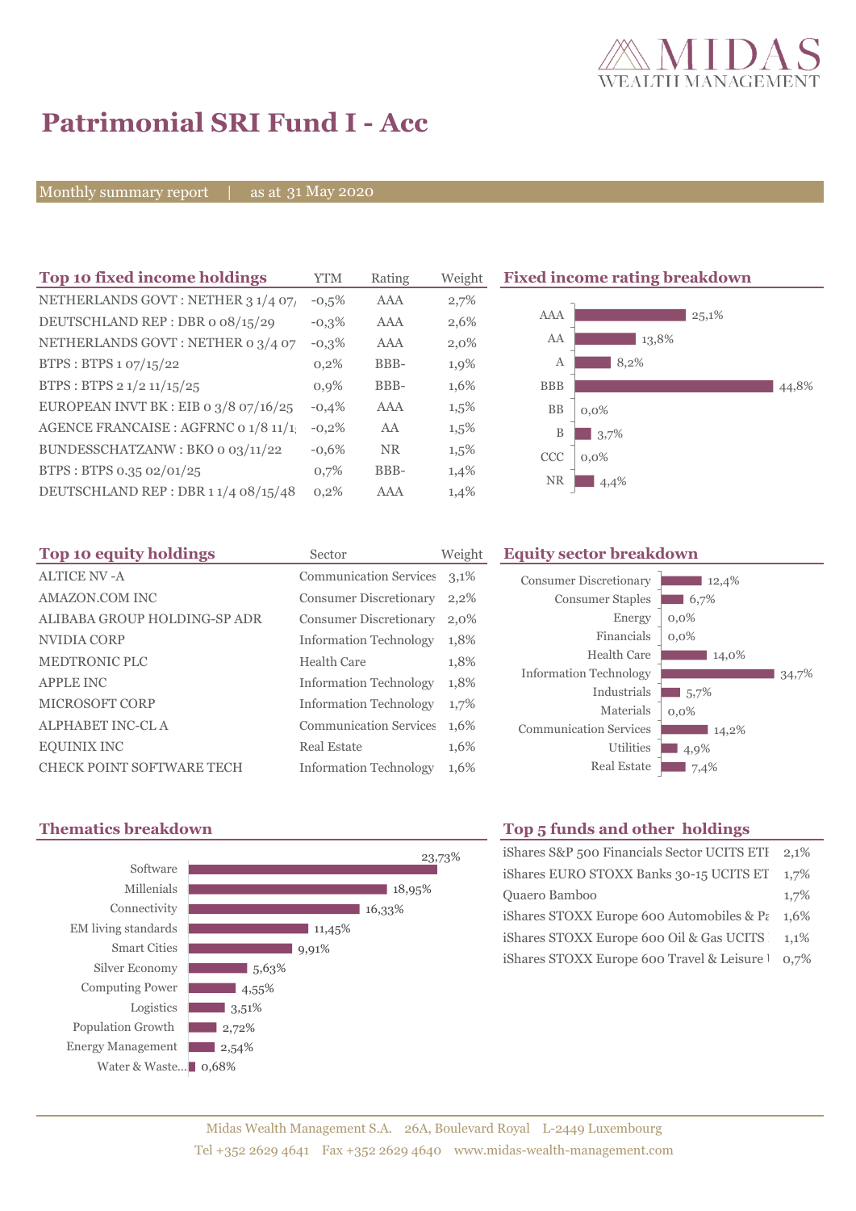# Patrimonial SRI Fund I - Acc

Monthly summary report | as at 31 May 2020

## Top 10 fixed income holdings

| Top 10 fixed income holdings | YTM | Rating | Weight |
|---|---|---|---|
| NETHERLANDS GOVT : NETHER 3 1/4 07/ | -0,5% | AAA | 2,7% |
| DEUTSCHLAND REP : DBR 0 08/15/29 | -0,3% | AAA | 2,6% |
| NETHERLANDS GOVT : NETHER 0 3/4 07 | -0,3% | AAA | 2,0% |
| BTPS : BTPS 1 07/15/22 | 0,2% | BBB- | 1,9% |
| BTPS : BTPS 2 1/2 11/15/25 | 0,9% | BBB- | 1,6% |
| EUROPEAN INVT BK : EIB 0 3/8 07/16/25 | -0,4% | AAA | 1,5% |
| AGENCE FRANCAISE : AGFRNC 0 1/8 11/1 | -0,2% | AA | 1,5% |
| BUNDESSCHATZANW : BKO 0 03/11/22 | -0,6% | NR | 1,5% |
| BTPS : BTPS 0.35 02/01/25 | 0,7% | BBB- | 1,4% |
| DEUTSCHLAND REP : DBR 1 1/4 08/15/48 | 0,2% | AAA | 1,4% |

## Fixed income rating breakdown

| Rating | Weight |
|---|---|
| AAA | 25,1% |
| AA | 13,8% |
| A | 8,2% |
| BBB | 44,8% |
| BB | 0,0% |
| B | 3,7% |
| CCC | 0,0% |
| NR | 4,4% |

## Top 10 equity holdings

| Top 10 equity holdings | Sector | Weight |
|---|---|---|
| ALTICE NV -A | Communication Services | 3,1% |
| AMAZON.COM INC | Consumer Discretionary | 2,2% |
| ALIBABA GROUP HOLDING-SP ADR | Consumer Discretionary | 2,0% |
| NVIDIA CORP | Information Technology | 1,8% |
| MEDTRONIC PLC | Health Care | 1,8% |
| APPLE INC | Information Technology | 1,8% |
| MICROSOFT CORP | Information Technology | 1,7% |
| ALPHABET INC-CL A | Communication Services | 1,6% |
| EQUINIX INC | Real Estate | 1,6% |
| CHECK POINT SOFTWARE TECH | Information Technology | 1,6% |

## Equity sector breakdown

| Sector | Weight |
|---|---|
| Consumer Discretionary | 12,4% |
| Consumer Staples | 6,7% |
| Energy | 0,0% |
| Financials | 0,0% |
| Health Care | 14,0% |
| Information Technology | 34,7% |
| Industrials | 5,7% |
| Materials | 0,0% |
| Communication Services | 14,2% |
| Utilities | 4,9% |
| Real Estate | 7,4% |

## Thematics breakdown

| Thematic | Weight |
|---|---|
| Software | 23,73% |
| Millenials | 18,95% |
| Connectivity | 16,33% |
| EM living standards | 11,45% |
| Smart Cities | 9,91% |
| Silver Economy | 5,63% |
| Computing Power | 4,55% |
| Logistics | 3,51% |
| Population Growth | 2,72% |
| Energy Management | 2,54% |
| Water & Waste... | 0,68% |

## Top 5 funds and other holdings

| Top 5 funds and other holdings | Weight |
|---|---|
| iShares S&P 500 Financials Sector UCITS ETF | 2,1% |
| iShares EURO STOXX Banks 30-15 UCITS ET | 1,7% |
| Quaero Bamboo | 1,7% |
| iShares STOXX Europe 600 Automobiles & Pa | 1,6% |
| iShares STOXX Europe 600 Oil & Gas UCITS | 1,1% |
| iShares STOXX Europe 600 Travel & Leisure | 0,7% |

Midas Wealth Management S.A. 26A, Boulevard Royal L-2449 Luxembourg
Tel +352 2629 4641 Fax +352 2629 4640 www.midas-wealth-management.com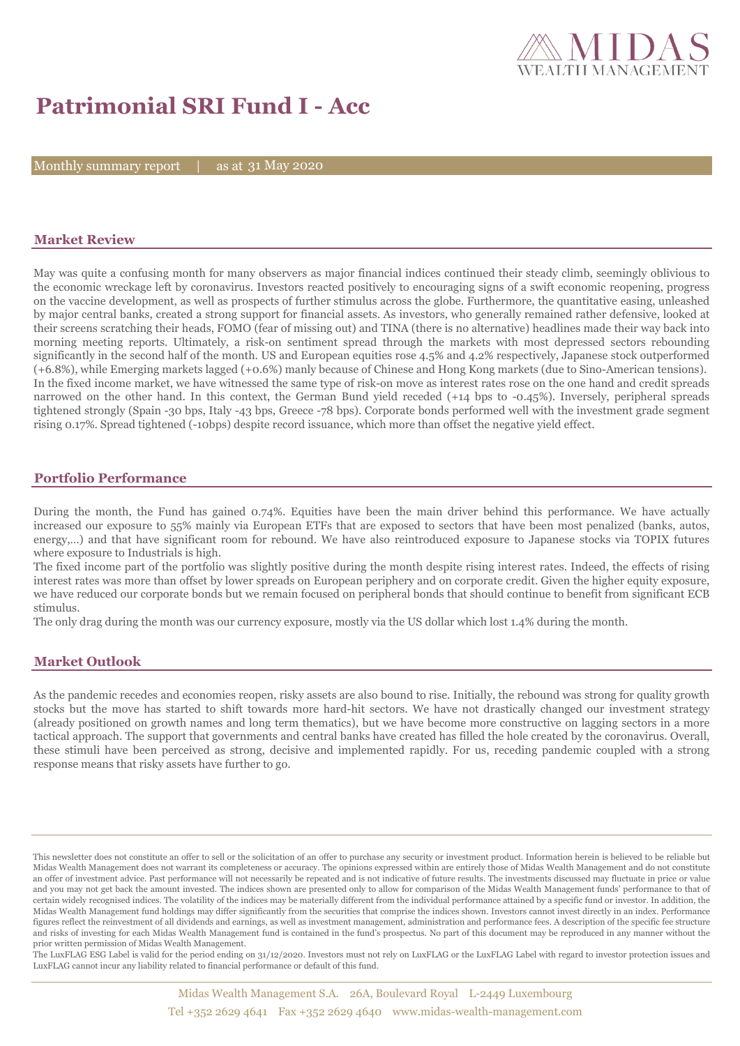# Patrimonial SRI Fund I - Acc

Monthly summary report | as at 31 May 2020

## Market Review

May was quite a confusing month for many observers as major financial indices continued their steady climb, seemingly oblivious to the economic wreckage left by coronavirus. Investors reacted positively to encouraging signs of a swift economic reopening, progress on the vaccine development, as well as prospects of further stimulus across the globe. Furthermore, the quantitative easing, unleashed by major central banks, created a strong support for financial assets. As investors, who generally remained rather defensive, looked at their screens scratching their heads, FOMO (fear of missing out) and TINA (there is no alternative) headlines made their way back into morning meeting reports. Ultimately, a risk-on sentiment spread through the markets with most depressed sectors rebounding significantly in the second half of the month. US and European equities rose 4.5% and 4.2% respectively, Japanese stock outperformed (+6.8%), while Emerging markets lagged (+0.6%) manly because of Chinese and Hong Kong markets (due to Sino-American tensions). In the fixed income market, we have witnessed the same type of risk-on move as interest rates rose on the one hand and credit spreads narrowed on the other hand. In this context, the German Bund yield receded (+14 bps to -0.45%). Inversely, peripheral spreads tightened strongly (Spain -30 bps, Italy -43 bps, Greece -78 bps). Corporate bonds performed well with the investment grade segment rising 0.17%. Spread tightened (-10bps) despite record issuance, which more than offset the negative yield effect.

## Portfolio Performance

During the month, the Fund has gained 0.74%. Equities have been the main driver behind this performance. We have actually increased our exposure to 55% mainly via European ETFs that are exposed to sectors that have been most penalized (banks, autos, energy,…) and that have significant room for rebound. We have also reintroduced exposure to Japanese stocks via TOPIX futures where exposure to Industrials is high.

The fixed income part of the portfolio was slightly positive during the month despite rising interest rates. Indeed, the effects of rising interest rates was more than offset by lower spreads on European periphery and on corporate credit. Given the higher equity exposure, we have reduced our corporate bonds but we remain focused on peripheral bonds that should continue to benefit from significant ECB stimulus.

The only drag during the month was our currency exposure, mostly via the US dollar which lost 1.4% during the month.

## Market Outlook

As the pandemic recedes and economies reopen, risky assets are also bound to rise. Initially, the rebound was strong for quality growth stocks but the move has started to shift towards more hard-hit sectors. We have not drastically changed our investment strategy (already positioned on growth names and long term thematics), but we have become more constructive on lagging sectors in a more tactical approach. The support that governments and central banks have created has filled the hole created by the coronavirus. Overall, these stimuli have been perceived as strong, decisive and implemented rapidly. For us, receding pandemic coupled with a strong response means that risky assets have further to go.

---

This newsletter does not constitute an offer to sell or the solicitation of an offer to purchase any security or investment product. Information herein is believed to be reliable but Midas Wealth Management does not warrant its completeness or accuracy. The opinions expressed within are entirely those of Midas Wealth Management and do not constitute an offer of investment advice. Past performance will not necessarily be repeated and is not indicative of future results. The investments discussed may fluctuate in price or value and you may not get back the amount invested. The indices shown are presented only to allow for comparison of the Midas Wealth Management funds' performance to that of certain widely recognised indices. The volatility of the indices may be materially different from the individual performance attained by a specific fund or investor. In addition, the Midas Wealth Management fund holdings may differ significantly from the securities that comprise the indices shown. Investors cannot invest directly in an index. Performance figures reflect the reinvestment of all dividends and earnings, as well as investment management, administration and performance fees. A description of the specific fee structure and risks of investing for each Midas Wealth Management fund is contained in the fund's prospectus. No part of this document may be reproduced in any manner without the prior written permission of Midas Wealth Management.

The LuxFLAG ESG Label is valid for the period ending on 31/12/2020. Investors must not rely on LuxFLAG or the LuxFLAG Label with regard to investor protection issues and LuxFLAG cannot incur any liability related to financial performance or default of this fund.

Midas Wealth Management S.A. 26A, Boulevard Royal L-2449 Luxembourg
Tel +352 2629 4641 Fax +352 2629 4640 www.midas-wealth-management.com